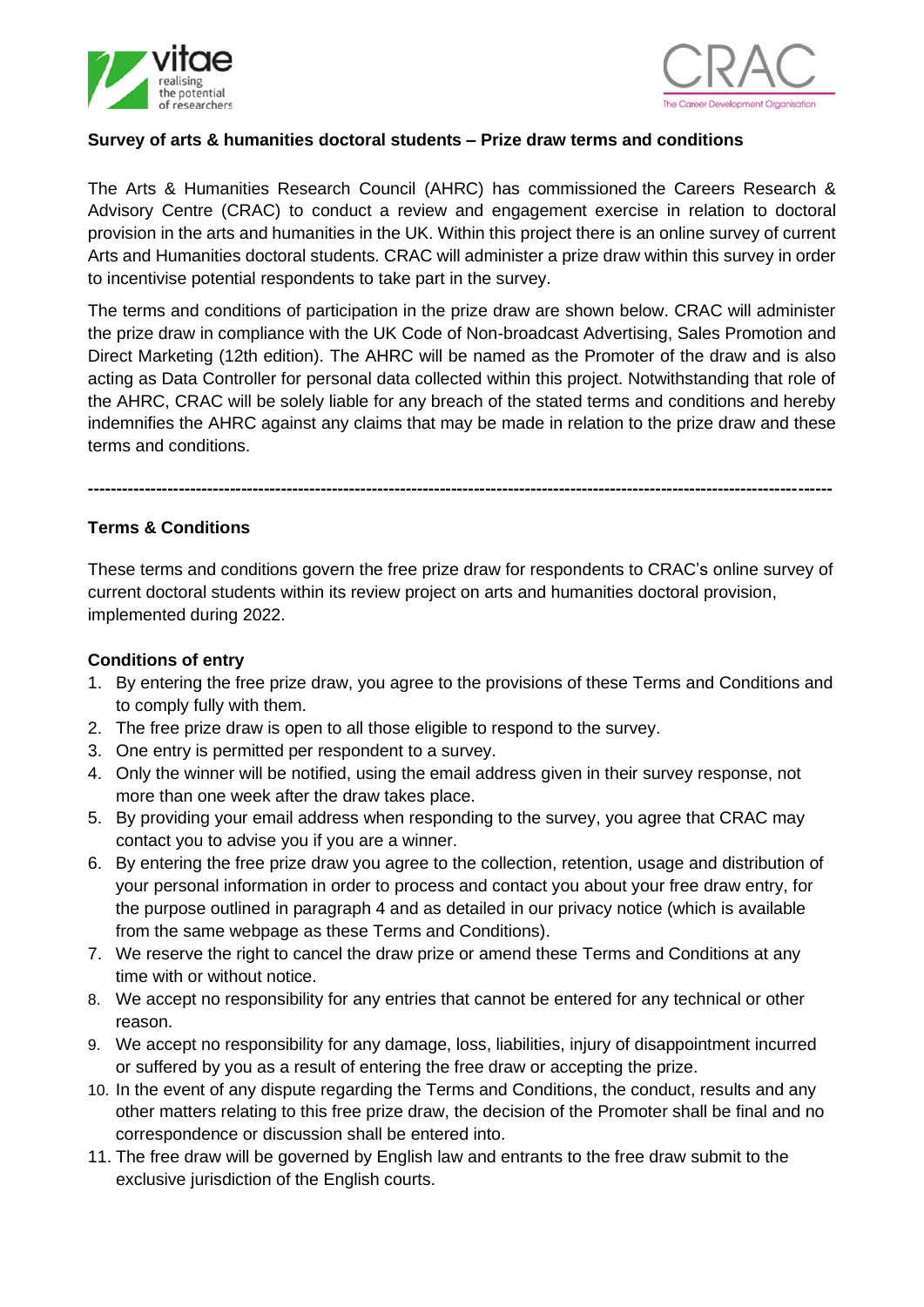**Survey of arts & humanities doctoral students – Prize draw terms and conditions**

The Arts & Humanities Research Council (AHRC) has commissioned the Careers Research & Advisory Centre (CRAC) to conduct a review and engagement exercise in relation to doctoral provision in the arts and humanities in the UK. Within this project there is an online survey of current Arts and Humanities doctoral students. CRAC will administer a prize draw within this survey in order to incentivise potential respondents to take part in the survey.

The terms and conditions of participation in the prize draw are shown below. CRAC will administer the prize draw in compliance with the UK Code of Non-broadcast Advertising, Sales Promotion and Direct Marketing (12th edition). The AHRC will be named as the Promoter of the draw and is also acting as Data Controller for personal data collected within this project. Notwithstanding that role of the AHRC, CRAC will be solely liable for any breach of the stated terms and conditions and hereby indemnifies the AHRC against any claims that may be made in relation to the prize draw and these terms and conditions.

---

**Terms & Conditions**

These terms and conditions govern the free prize draw for respondents to CRAC's online survey of current doctoral students within its review project on arts and humanities doctoral provision, implemented during 2022.

**Conditions of entry**

1. By entering the free prize draw, you agree to the provisions of these Terms and Conditions and to comply fully with them.
2. The free prize draw is open to all those eligible to respond to the survey.
3. One entry is permitted per respondent to a survey.
4. Only the winner will be notified, using the email address given in their survey response, not more than one week after the draw takes place.
5. By providing your email address when responding to the survey, you agree that CRAC may contact you to advise you if you are a winner.
6. By entering the free prize draw you agree to the collection, retention, usage and distribution of your personal information in order to process and contact you about your free draw entry, for the purpose outlined in paragraph 4 and as detailed in our privacy notice (which is available from the same webpage as these Terms and Conditions).
7. We reserve the right to cancel the draw prize or amend these Terms and Conditions at any time with or without notice.
8. We accept no responsibility for any entries that cannot be entered for any technical or other reason.
9. We accept no responsibility for any damage, loss, liabilities, injury of disappointment incurred or suffered by you as a result of entering the free draw or accepting the prize.
10. In the event of any dispute regarding the Terms and Conditions, the conduct, results and any other matters relating to this free prize draw, the decision of the Promoter shall be final and no correspondence or discussion shall be entered into.
11. The free draw will be governed by English law and entrants to the free draw submit to the exclusive jurisdiction of the English courts.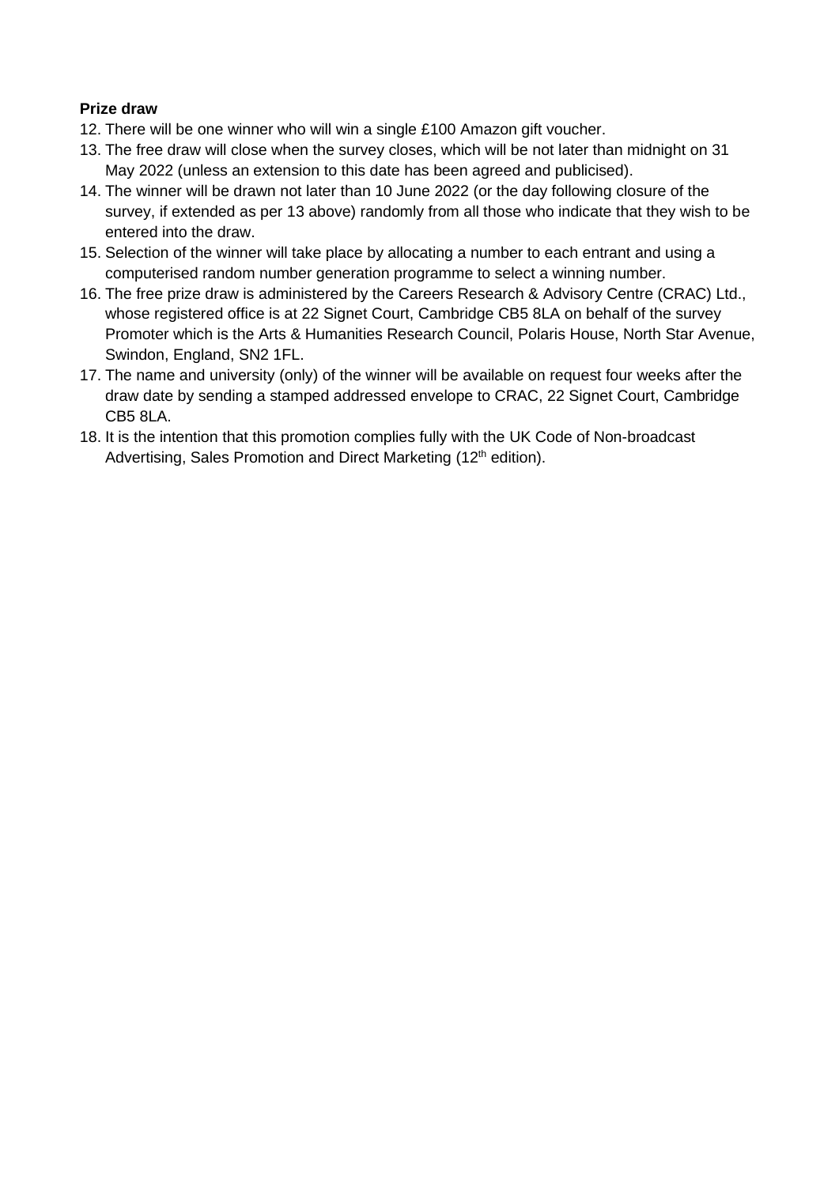**Prize draw**

12. There will be one winner who will win a single £100 Amazon gift voucher.
13. The free draw will close when the survey closes, which will be not later than midnight on 31 May 2022 (unless an extension to this date has been agreed and publicised).
14. The winner will be drawn not later than 10 June 2022 (or the day following closure of the survey, if extended as per 13 above) randomly from all those who indicate that they wish to be entered into the draw.
15. Selection of the winner will take place by allocating a number to each entrant and using a computerised random number generation programme to select a winning number.
16. The free prize draw is administered by the Careers Research & Advisory Centre (CRAC) Ltd., whose registered office is at 22 Signet Court, Cambridge CB5 8LA on behalf of the survey Promoter which is the Arts & Humanities Research Council, Polaris House, North Star Avenue, Swindon, England, SN2 1FL.
17. The name and university (only) of the winner will be available on request four weeks after the draw date by sending a stamped addressed envelope to CRAC, 22 Signet Court, Cambridge CB5 8LA.
18. It is the intention that this promotion complies fully with the UK Code of Non-broadcast Advertising, Sales Promotion and Direct Marketing (12th edition).